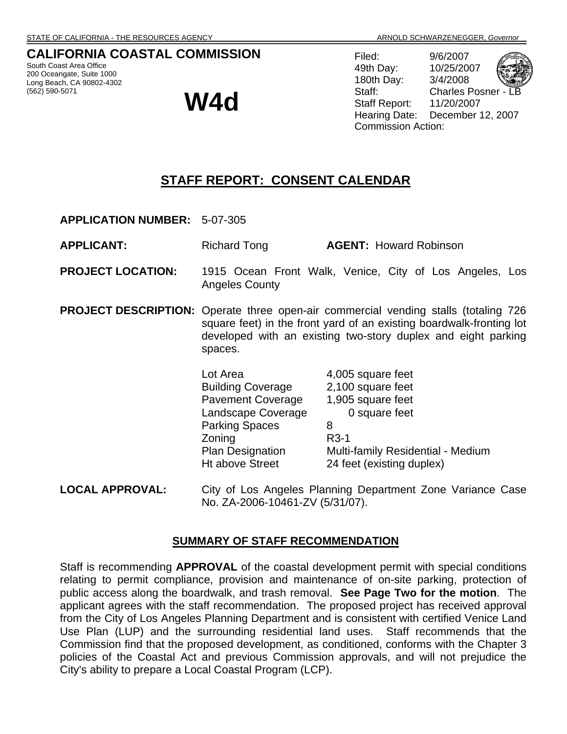STATE OF CALIFORNIA - THE RESOURCES AGENCY ARNOLD SCHWARZENEGGER, *Governor*

# CALIFORNIA COASTAL COMMISSION

South Coast Area Office
200 Oceangate, Suite 1000
Long Beach, CA 90802-4302
(562) 590-5071

# W4d

Filed: 9/6/2007
49th Day: 10/25/2007
180th Day: 3/4/2008
Staff: Charles Posner - LB
Staff Report: 11/20/2007
Hearing Date: December 12, 2007
Commission Action:

## STAFF REPORT: CONSENT CALENDAR

**APPLICATION NUMBER:** 5-07-305

**APPLICANT:** Richard Tong **AGENT:** Howard Robinson

**PROJECT LOCATION:** 1915 Ocean Front Walk, Venice, City of Los Angeles, Los Angeles County

**PROJECT DESCRIPTION:** Operate three open-air commercial vending stalls (totaling 726 square feet) in the front yard of an existing boardwalk-fronting lot developed with an existing two-story duplex and eight parking spaces.

| | |
|---|---|
| Lot Area | 4,005 square feet |
| Building Coverage | 2,100 square feet |
| Pavement Coverage | 1,905 square feet |
| Landscape Coverage | 0 square feet |
| Parking Spaces | 8 |
| Zoning | R3-1 |
| Plan Designation | Multi-family Residential - Medium |
| Ht above Street | 24 feet (existing duplex) |

**LOCAL APPROVAL:** City of Los Angeles Planning Department Zone Variance Case No. ZA-2006-10461-ZV (5/31/07).

### SUMMARY OF STAFF RECOMMENDATION

Staff is recommending **APPROVAL** of the coastal development permit with special conditions relating to permit compliance, provision and maintenance of on-site parking, protection of public access along the boardwalk, and trash removal. **See Page Two for the motion**. The applicant agrees with the staff recommendation. The proposed project has received approval from the City of Los Angeles Planning Department and is consistent with certified Venice Land Use Plan (LUP) and the surrounding residential land uses. Staff recommends that the Commission find that the proposed development, as conditioned, conforms with the Chapter 3 policies of the Coastal Act and previous Commission approvals, and will not prejudice the City's ability to prepare a Local Coastal Program (LCP).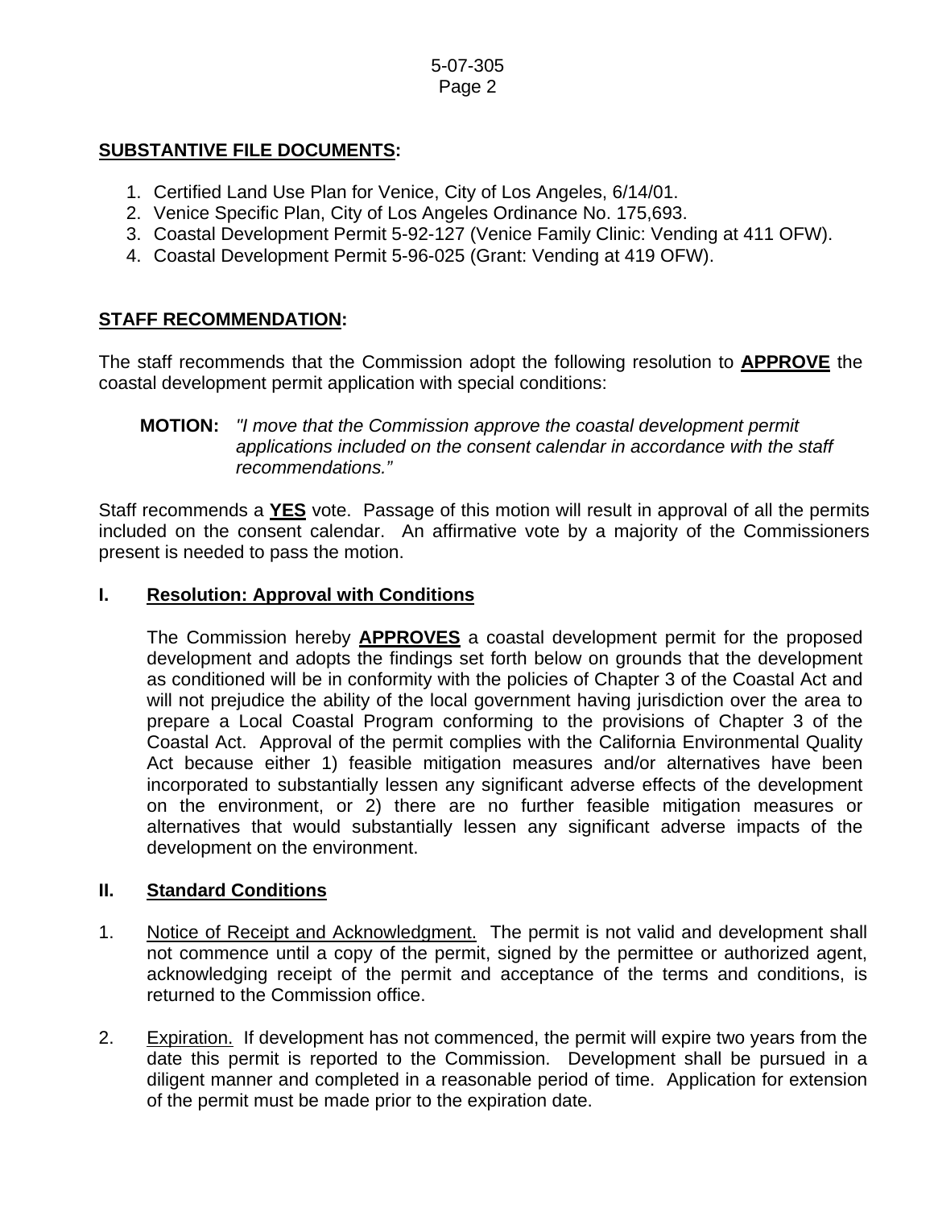**SUBSTANTIVE FILE DOCUMENTS:**

1. Certified Land Use Plan for Venice, City of Los Angeles, 6/14/01.
2. Venice Specific Plan, City of Los Angeles Ordinance No. 175,693.
3. Coastal Development Permit 5-92-127 (Venice Family Clinic: Vending at 411 OFW).
4. Coastal Development Permit 5-96-025 (Grant: Vending at 419 OFW).

**STAFF RECOMMENDATION:**

The staff recommends that the Commission adopt the following resolution to **APPROVE** the coastal development permit application with special conditions:

**MOTION:** *"I move that the Commission approve the coastal development permit applications included on the consent calendar in accordance with the staff recommendations."*

Staff recommends a **YES** vote. Passage of this motion will result in approval of all the permits included on the consent calendar. An affirmative vote by a majority of the Commissioners present is needed to pass the motion.

## I. Resolution: Approval with Conditions

The Commission hereby **APPROVES** a coastal development permit for the proposed development and adopts the findings set forth below on grounds that the development as conditioned will be in conformity with the policies of Chapter 3 of the Coastal Act and will not prejudice the ability of the local government having jurisdiction over the area to prepare a Local Coastal Program conforming to the provisions of Chapter 3 of the Coastal Act. Approval of the permit complies with the California Environmental Quality Act because either 1) feasible mitigation measures and/or alternatives have been incorporated to substantially lessen any significant adverse effects of the development on the environment, or 2) there are no further feasible mitigation measures or alternatives that would substantially lessen any significant adverse impacts of the development on the environment.

## II. Standard Conditions

1. Notice of Receipt and Acknowledgment. The permit is not valid and development shall not commence until a copy of the permit, signed by the permittee or authorized agent, acknowledging receipt of the permit and acceptance of the terms and conditions, is returned to the Commission office.

2. Expiration. If development has not commenced, the permit will expire two years from the date this permit is reported to the Commission. Development shall be pursued in a diligent manner and completed in a reasonable period of time. Application for extension of the permit must be made prior to the expiration date.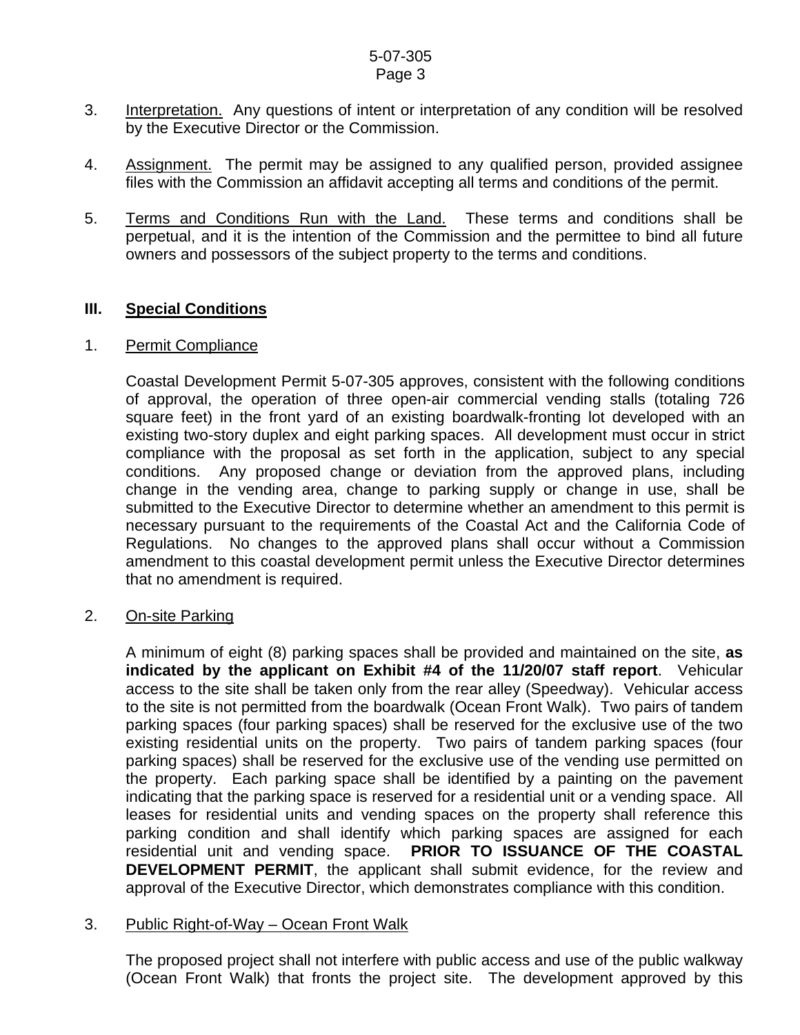3. Interpretation. Any questions of intent or interpretation of any condition will be resolved by the Executive Director or the Commission.

4. Assignment. The permit may be assigned to any qualified person, provided assignee files with the Commission an affidavit accepting all terms and conditions of the permit.

5. Terms and Conditions Run with the Land. These terms and conditions shall be perpetual, and it is the intention of the Commission and the permittee to bind all future owners and possessors of the subject property to the terms and conditions.

## III. Special Conditions

1. Permit Compliance

   Coastal Development Permit 5-07-305 approves, consistent with the following conditions of approval, the operation of three open-air commercial vending stalls (totaling 726 square feet) in the front yard of an existing boardwalk-fronting lot developed with an existing two-story duplex and eight parking spaces. All development must occur in strict compliance with the proposal as set forth in the application, subject to any special conditions. Any proposed change or deviation from the approved plans, including change in the vending area, change to parking supply or change in use, shall be submitted to the Executive Director to determine whether an amendment to this permit is necessary pursuant to the requirements of the Coastal Act and the California Code of Regulations. No changes to the approved plans shall occur without a Commission amendment to this coastal development permit unless the Executive Director determines that no amendment is required.

2. On-site Parking

   A minimum of eight (8) parking spaces shall be provided and maintained on the site, **as indicated by the applicant on Exhibit #4 of the 11/20/07 staff report**. Vehicular access to the site shall be taken only from the rear alley (Speedway). Vehicular access to the site is not permitted from the boardwalk (Ocean Front Walk). Two pairs of tandem parking spaces (four parking spaces) shall be reserved for the exclusive use of the two existing residential units on the property. Two pairs of tandem parking spaces (four parking spaces) shall be reserved for the exclusive use of the vending use permitted on the property. Each parking space shall be identified by a painting on the pavement indicating that the parking space is reserved for a residential unit or a vending space. All leases for residential units and vending spaces on the property shall reference this parking condition and shall identify which parking spaces are assigned for each residential unit and vending space. **PRIOR TO ISSUANCE OF THE COASTAL DEVELOPMENT PERMIT**, the applicant shall submit evidence, for the review and approval of the Executive Director, which demonstrates compliance with this condition.

3. Public Right-of-Way – Ocean Front Walk

   The proposed project shall not interfere with public access and use of the public walkway (Ocean Front Walk) that fronts the project site. The development approved by this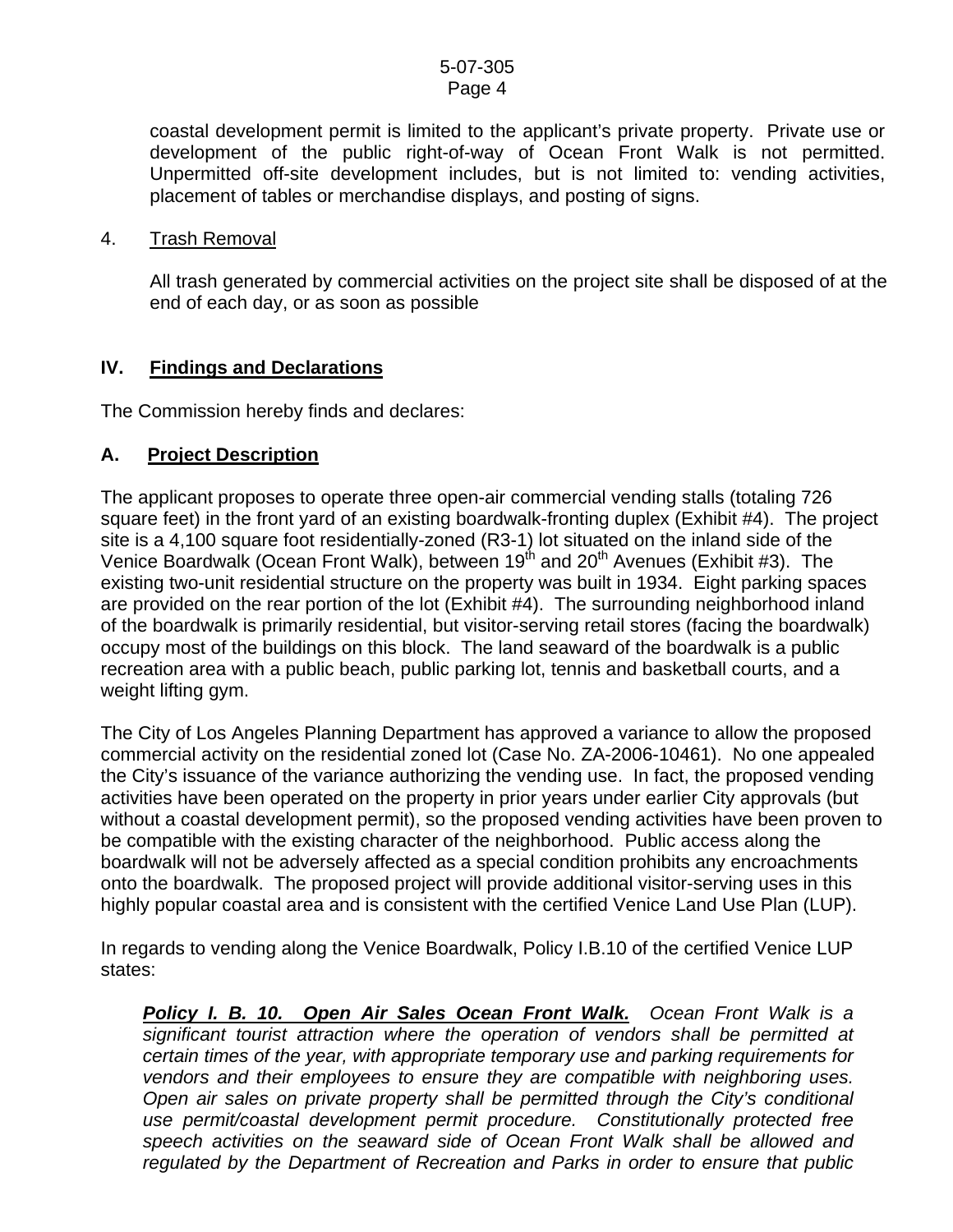coastal development permit is limited to the applicant's private property. Private use or development of the public right-of-way of Ocean Front Walk is not permitted. Unpermitted off-site development includes, but is not limited to: vending activities, placement of tables or merchandise displays, and posting of signs.

4. <u>Trash Removal</u>

   All trash generated by commercial activities on the project site shall be disposed of at the end of each day, or as soon as possible

## IV. <u>Findings and Declarations</u>

The Commission hereby finds and declares:

### A. <u>Project Description</u>

The applicant proposes to operate three open-air commercial vending stalls (totaling 726 square feet) in the front yard of an existing boardwalk-fronting duplex (Exhibit #4). The project site is a 4,100 square foot residentially-zoned (R3-1) lot situated on the inland side of the Venice Boardwalk (Ocean Front Walk), between 19th and 20th Avenues (Exhibit #3). The existing two-unit residential structure on the property was built in 1934. Eight parking spaces are provided on the rear portion of the lot (Exhibit #4). The surrounding neighborhood inland of the boardwalk is primarily residential, but visitor-serving retail stores (facing the boardwalk) occupy most of the buildings on this block. The land seaward of the boardwalk is a public recreation area with a public beach, public parking lot, tennis and basketball courts, and a weight lifting gym.

The City of Los Angeles Planning Department has approved a variance to allow the proposed commercial activity on the residential zoned lot (Case No. ZA-2006-10461). No one appealed the City's issuance of the variance authorizing the vending use. In fact, the proposed vending activities have been operated on the property in prior years under earlier City approvals (but without a coastal development permit), so the proposed vending activities have been proven to be compatible with the existing character of the neighborhood. Public access along the boardwalk will not be adversely affected as a special condition prohibits any encroachments onto the boardwalk. The proposed project will provide additional visitor-serving uses in this highly popular coastal area and is consistent with the certified Venice Land Use Plan (LUP).

In regards to vending along the Venice Boardwalk, Policy I.B.10 of the certified Venice LUP states:

> ***<u>Policy I. B. 10. Open Air Sales Ocean Front Walk.</u>*** *Ocean Front Walk is a significant tourist attraction where the operation of vendors shall be permitted at certain times of the year, with appropriate temporary use and parking requirements for vendors and their employees to ensure they are compatible with neighboring uses. Open air sales on private property shall be permitted through the City's conditional use permit/coastal development permit procedure. Constitutionally protected free speech activities on the seaward side of Ocean Front Walk shall be allowed and regulated by the Department of Recreation and Parks in order to ensure that public*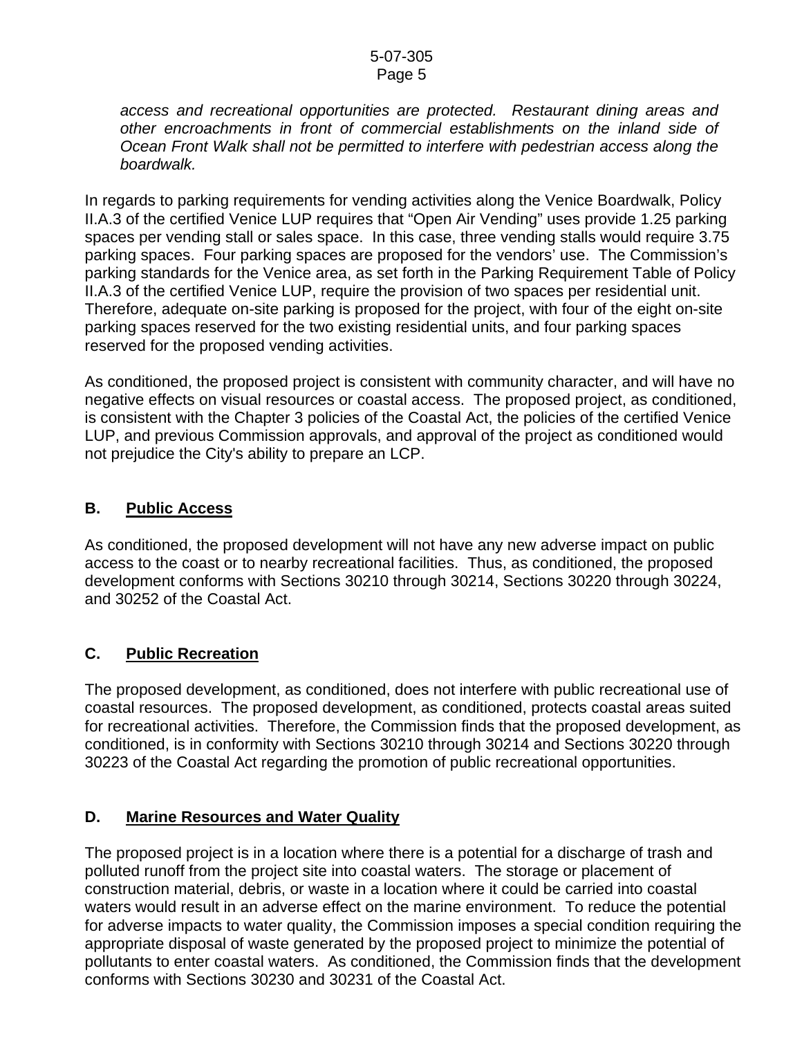*access and recreational opportunities are protected. Restaurant dining areas and other encroachments in front of commercial establishments on the inland side of Ocean Front Walk shall not be permitted to interfere with pedestrian access along the boardwalk.*

In regards to parking requirements for vending activities along the Venice Boardwalk, Policy II.A.3 of the certified Venice LUP requires that "Open Air Vending" uses provide 1.25 parking spaces per vending stall or sales space. In this case, three vending stalls would require 3.75 parking spaces. Four parking spaces are proposed for the vendors' use. The Commission's parking standards for the Venice area, as set forth in the Parking Requirement Table of Policy II.A.3 of the certified Venice LUP, require the provision of two spaces per residential unit. Therefore, adequate on-site parking is proposed for the project, with four of the eight on-site parking spaces reserved for the two existing residential units, and four parking spaces reserved for the proposed vending activities.

As conditioned, the proposed project is consistent with community character, and will have no negative effects on visual resources or coastal access. The proposed project, as conditioned, is consistent with the Chapter 3 policies of the Coastal Act, the policies of the certified Venice LUP, and previous Commission approvals, and approval of the project as conditioned would not prejudice the City's ability to prepare an LCP.

## B. Public Access

As conditioned, the proposed development will not have any new adverse impact on public access to the coast or to nearby recreational facilities. Thus, as conditioned, the proposed development conforms with Sections 30210 through 30214, Sections 30220 through 30224, and 30252 of the Coastal Act.

## C. Public Recreation

The proposed development, as conditioned, does not interfere with public recreational use of coastal resources. The proposed development, as conditioned, protects coastal areas suited for recreational activities. Therefore, the Commission finds that the proposed development, as conditioned, is in conformity with Sections 30210 through 30214 and Sections 30220 through 30223 of the Coastal Act regarding the promotion of public recreational opportunities.

## D. Marine Resources and Water Quality

The proposed project is in a location where there is a potential for a discharge of trash and polluted runoff from the project site into coastal waters. The storage or placement of construction material, debris, or waste in a location where it could be carried into coastal waters would result in an adverse effect on the marine environment. To reduce the potential for adverse impacts to water quality, the Commission imposes a special condition requiring the appropriate disposal of waste generated by the proposed project to minimize the potential of pollutants to enter coastal waters. As conditioned, the Commission finds that the development conforms with Sections 30230 and 30231 of the Coastal Act.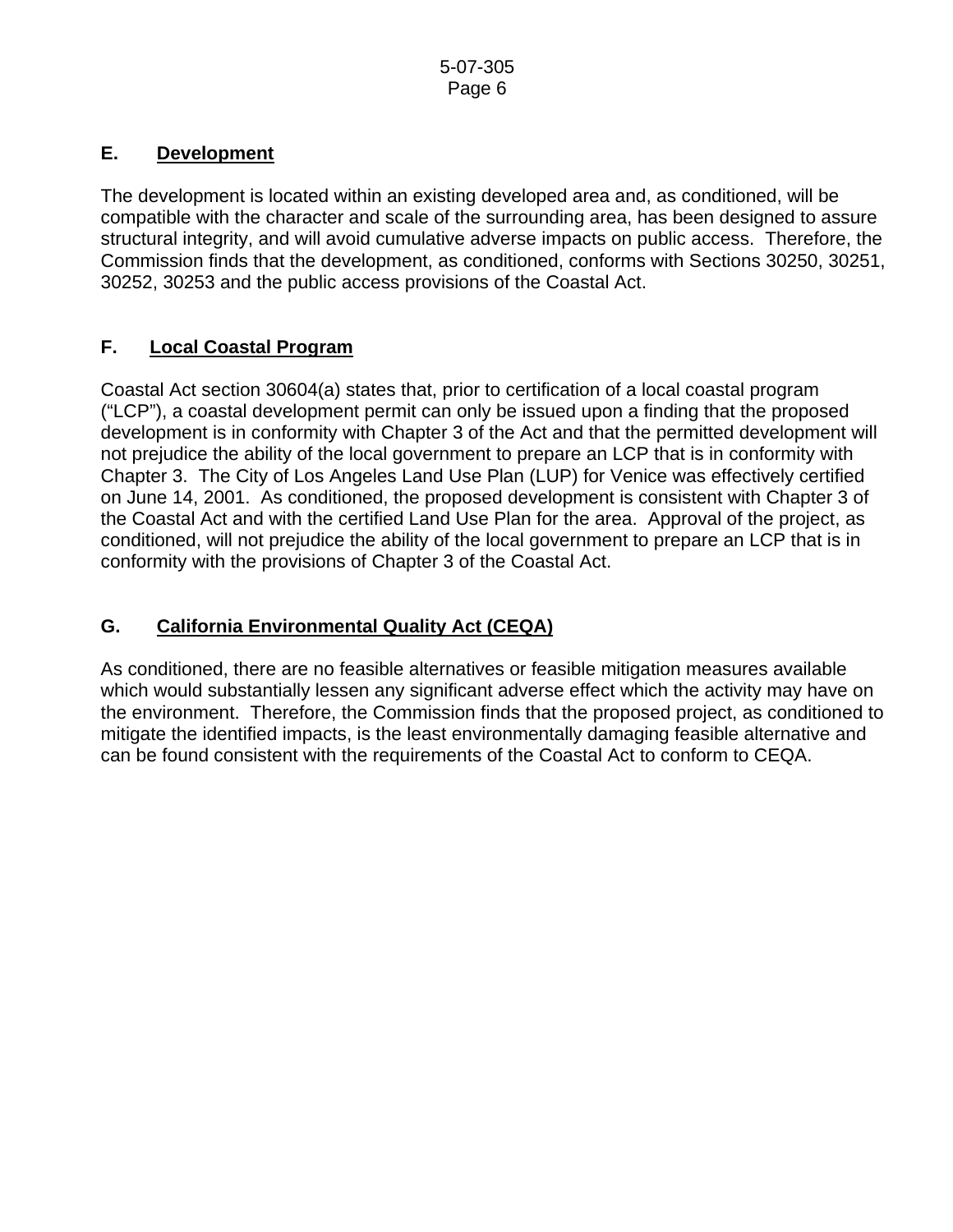### E. Development

The development is located within an existing developed area and, as conditioned, will be compatible with the character and scale of the surrounding area, has been designed to assure structural integrity, and will avoid cumulative adverse impacts on public access. Therefore, the Commission finds that the development, as conditioned, conforms with Sections 30250, 30251, 30252, 30253 and the public access provisions of the Coastal Act.

### F. Local Coastal Program

Coastal Act section 30604(a) states that, prior to certification of a local coastal program ("LCP"), a coastal development permit can only be issued upon a finding that the proposed development is in conformity with Chapter 3 of the Act and that the permitted development will not prejudice the ability of the local government to prepare an LCP that is in conformity with Chapter 3. The City of Los Angeles Land Use Plan (LUP) for Venice was effectively certified on June 14, 2001. As conditioned, the proposed development is consistent with Chapter 3 of the Coastal Act and with the certified Land Use Plan for the area. Approval of the project, as conditioned, will not prejudice the ability of the local government to prepare an LCP that is in conformity with the provisions of Chapter 3 of the Coastal Act.

### G. California Environmental Quality Act (CEQA)

As conditioned, there are no feasible alternatives or feasible mitigation measures available which would substantially lessen any significant adverse effect which the activity may have on the environment. Therefore, the Commission finds that the proposed project, as conditioned to mitigate the identified impacts, is the least environmentally damaging feasible alternative and can be found consistent with the requirements of the Coastal Act to conform to CEQA.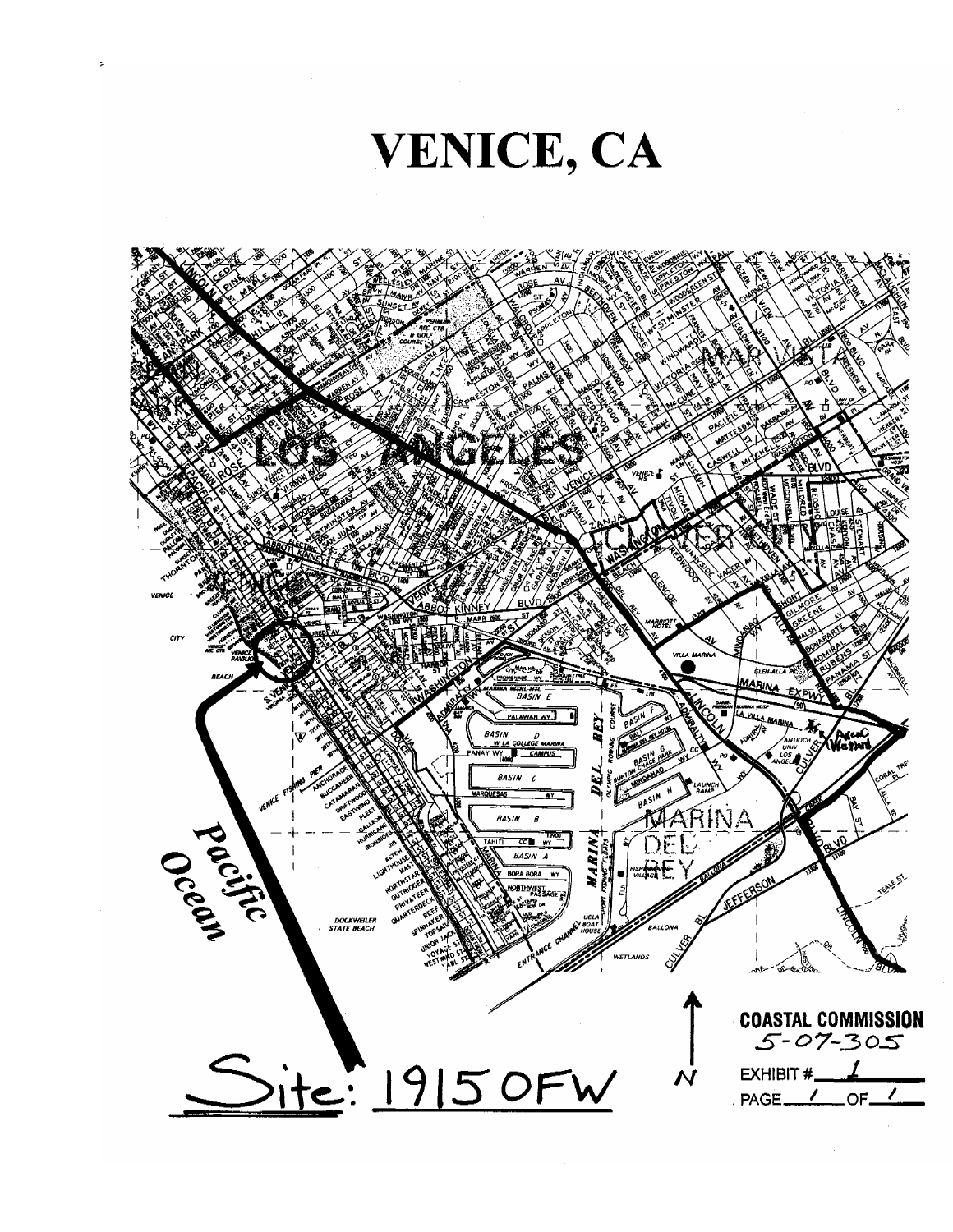# VENICE, CA

Pacific Ocean

Site: 1915 OFW

N

**COASTAL COMMISSION**
5-07-305

EXHIBIT # 1
PAGE 1 OF 1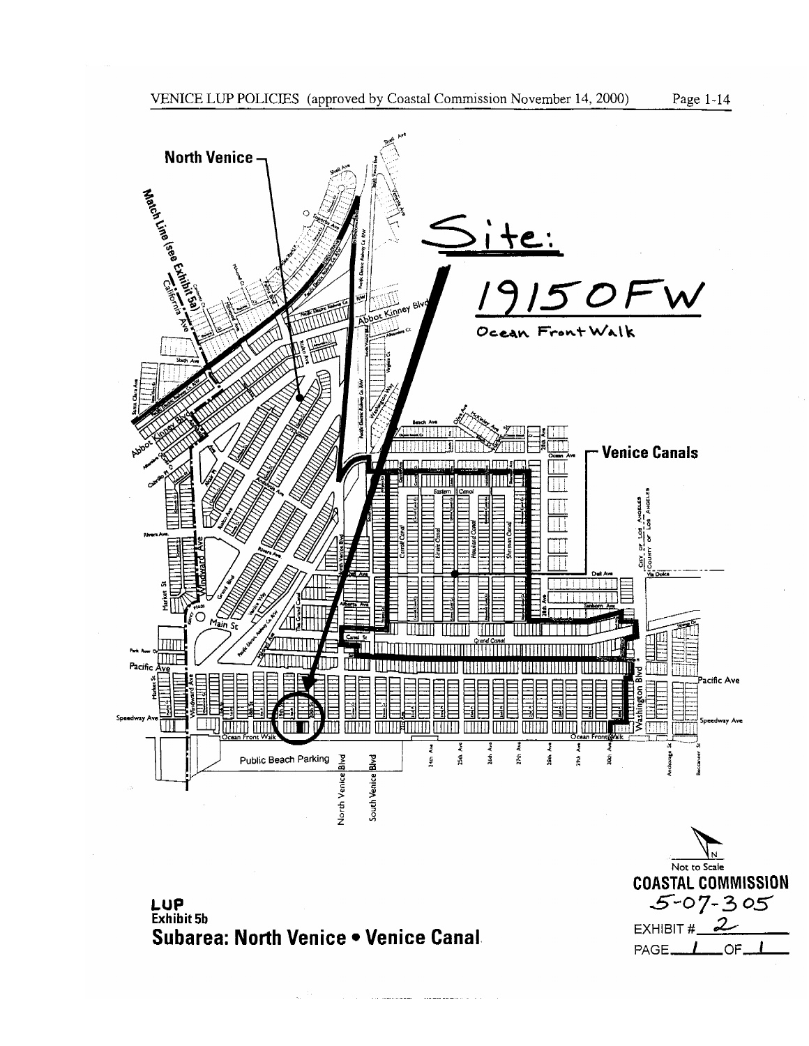VENICE LUP POLICIES (approved by Coastal Commission November 14, 2000)

North Venice

Match Line (see Exhibit 5a)

Site:

1915 OFW

Ocean Front Walk

Venice Canals

Public Beach Parking

North Venice Blvd

South Venice Blvd

Not to Scale

**COASTAL COMMISSION**

5-07-305

EXHIBIT # 2

PAGE 1 OF 1

**LUP**
**Exhibit 5b**

## Subarea: North Venice • Venice Canal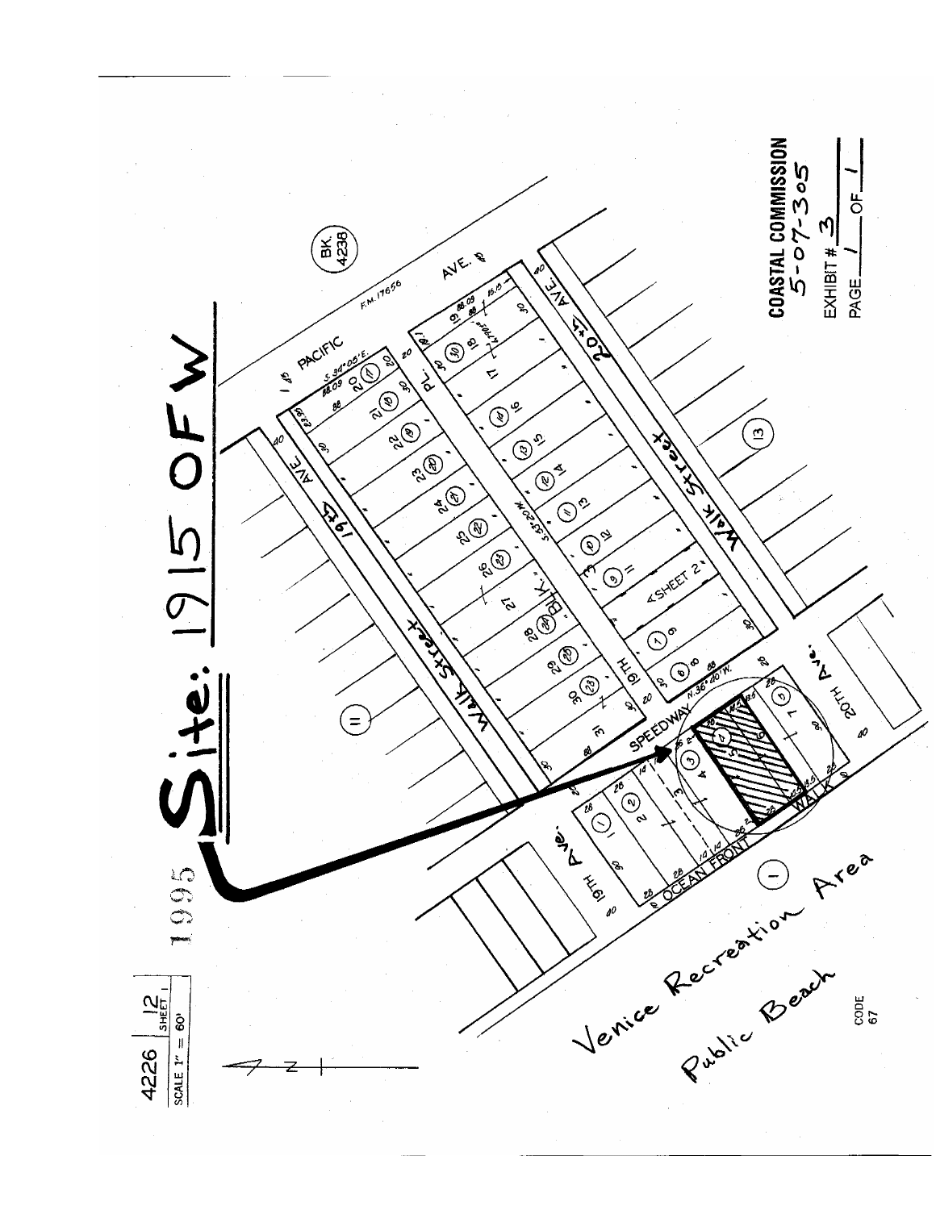# Site: 1915 OFW

1995

4226 | 12 SHEET 1

SCALE 1" = 60'

BK. 4238

PACIFIC AVE.

19th AVE.

20th AVE.

Walk Street

19TH PL.

SPEEDWAY

OCEAN FRONT WALK

19TH Ave.

20TH Ave.

Venice Recreation Area

Public Beach

CODE 67

**COASTAL COMMISSION**
5-07-305

EXHIBIT # 3

PAGE 1 OF 1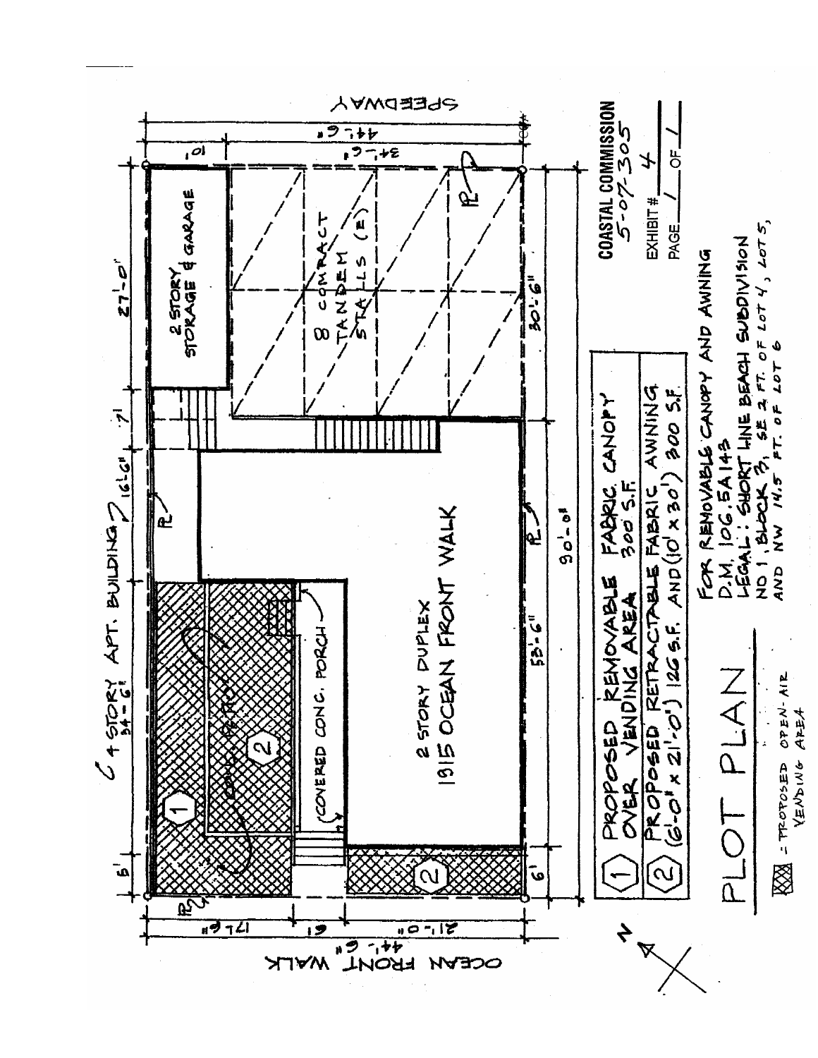SPEEDWAY

OCEAN FRONT WALK

4 STORY APT. BUILDING 34'-6"

2 STORY STORAGE & GARAGE

8 COMPACT TANDEM STALLS (E)

2 STORY DUPLEX
1915 OCEAN FRONT WALK

COVERED CONC. PORCH

44'-6"
34'-6"
10'
27'-0"
7'
16'-6"
90'-0"
53'-6"
30'-6"
6'
6'
17'-6"
6'
21'-0"
44'-6"

| | |
|---|---|
| 1 | PROPOSED REMOVABLE FABRIC CANOPY OVER VENDING AREA 300 S.F. |
| 2 | PROPOSED RETRACTABLE FABRIC AWNING (6'-0" x 21'-0") 126 S.F. AND (10' x 30') 300 S.F. |

FOR REMOVABLE CANOPY AND AWNING
D.M. 106.5A143
LEGAL: SHORT LINE BEACH SUBDIVISION
NO 1, BLOCK 3, SE 2 FT. OF LOT 4, LOT 5, AND NW 14.5 FT. OF LOT 6

# PLOT PLAN

- PROPOSED OPEN-AIR VENDING AREA

N

**COASTAL COMMISSION**
5-07-305
EXHIBIT # 4
PAGE 1 OF 1